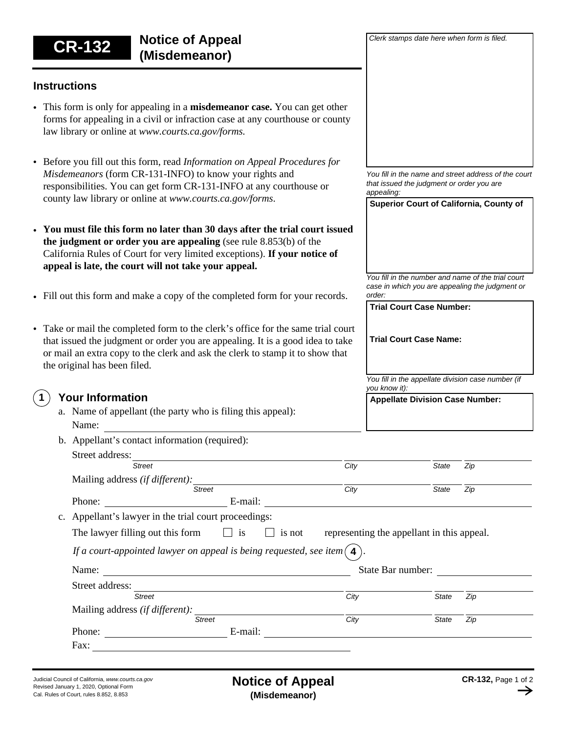# CR-132 Notice of Appeal (Misdemeanor)

*Clerk stamps date here when form is filed.*

## Instructions

- This form is only for appealing in a **misdemeanor case.** You can get other forms for appealing in a civil or infraction case at any courthouse or county law library or online at *www.courts.ca.gov/forms.*
- Before you fill out this form, read *Information on Appeal Procedures for Misdemeanors* (form CR-131-INFO) to know your rights and responsibilities. You can get form CR-131-INFO at any courthouse or county law library or online at *www.courts.ca.gov/forms.*
- **You must file this form no later than 30 days after the trial court issued the judgment or order you are appealing** (see rule 8.853(b) of the California Rules of Court for very limited exceptions). **If your notice of appeal is late, the court will not take your appeal.**
- Fill out this form and make a copy of the completed form for your records.
- Take or mail the completed form to the clerk's office for the same trial court that issued the judgment or order you are appealing. It is a good idea to take or mail an extra copy to the clerk and ask the clerk to stamp it to show that the original has been filed.

*You fill in the name and street address of the court that issued the judgment or order you are appealing:*

**Superior Court of California, County of**

*You fill in the number and name of the trial court case in which you are appealing the judgment or order:*

**Trial Court Case Number:**

**Trial Court Case Name:**

*You fill in the appellate division case number (if you know it):*

**Appellate Division Case Number:**

## 1 Your Information

a. Name of appellant (the party who is filing this appeal):

Name: ____________________

b. Appellant's contact information (required):

Street address: ____________________ *Street* ____ *City* ____ *State* ____ *Zip*

Mailing address *(if different):* ____________________ *Street* ____ *City* ____ *State* ____ *Zip*

Phone: ____________ E-mail: ____________________

c. Appellant's lawyer in the trial court proceedings:

The lawyer filling out this form ☐ is ☐ is not representing the appellant in this appeal.

*If a court-appointed lawyer on appeal is being requested, see item* **4**.

Name: ____________________ State Bar number: ____________

Street address: ____________________ *Street* ____ *City* ____ *State* ____ *Zip*

Mailing address *(if different):* ____________________ *Street* ____ *City* ____ *State* ____ *Zip*

Phone: ____________ E-mail: ____________________

Fax: ____________________

Judicial Council of California, *www.courts.ca.gov*
Revised January 1, 2020, Optional Form
Cal. Rules of Court, rules 8.852, 8.853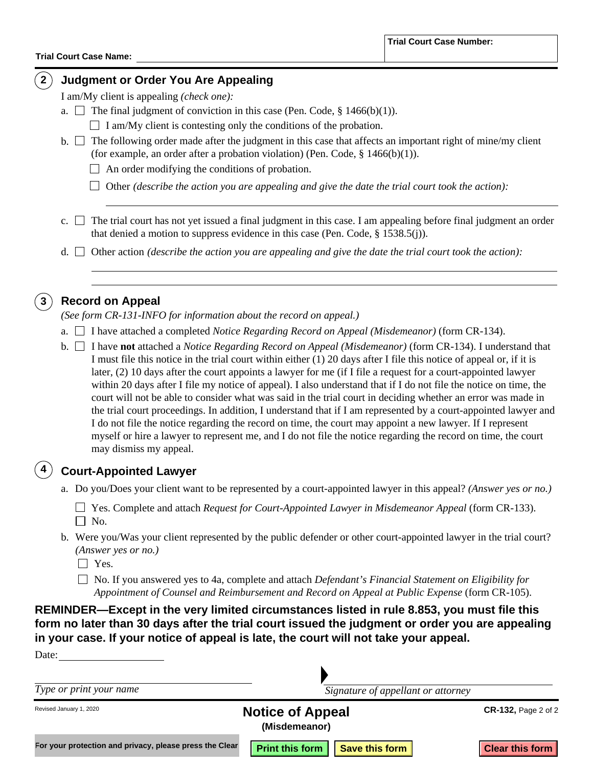Trial Court Case Name: ______________________ Trial Court Case Number: ______________________

## 2 Judgment or Order You Are Appealing

I am/My client is appealing *(check one):*

a. ☐ The final judgment of conviction in this case (Pen. Code, § 1466(b)(1)).

☐ I am/My client is contesting only the conditions of the probation.

b. ☐ The following order made after the judgment in this case that affects an important right of mine/my client (for example, an order after a probation violation) (Pen. Code, § 1466(b)(1)).

☐ An order modifying the conditions of probation.

☐ Other *(describe the action you are appealing and give the date the trial court took the action):*

______________________________________________

c. ☐ The trial court has not yet issued a final judgment in this case. I am appealing before final judgment an order that denied a motion to suppress evidence in this case (Pen. Code, § 1538.5(j)).

d. ☐ Other action *(describe the action you are appealing and give the date the trial court took the action):*

______________________________________________

______________________________________________

## 3 Record on Appeal

*(See form CR-131-INFO for information about the record on appeal.)*

a. ☐ I have attached a completed *Notice Regarding Record on Appeal (Misdemeanor)* (form CR-134).

b. ☐ I have **not** attached a *Notice Regarding Record on Appeal (Misdemeanor)* (form CR-134). I understand that I must file this notice in the trial court within either (1) 20 days after I file this notice of appeal or, if it is later, (2) 10 days after the court appoints a lawyer for me (if I file a request for a court-appointed lawyer within 20 days after I file my notice of appeal). I also understand that if I do not file the notice on time, the court will not be able to consider what was said in the trial court in deciding whether an error was made in the trial court proceedings. In addition, I understand that if I am represented by a court-appointed lawyer and I do not file the notice regarding the record on time, the court may appoint a new lawyer. If I represent myself or hire a lawyer to represent me, and I do not file the notice regarding the record on time, the court may dismiss my appeal.

## 4 Court-Appointed Lawyer

a. Do you/Does your client want to be represented by a court-appointed lawyer in this appeal? *(Answer yes or no.)*

☐ Yes. Complete and attach *Request for Court-Appointed Lawyer in Misdemeanor Appeal* (form CR-133).
☐ No.

b. Were you/Was your client represented by the public defender or other court-appointed lawyer in the trial court? *(Answer yes or no.)*

☐ Yes.

☐ No. If you answered yes to 4a, complete and attach *Defendant's Financial Statement on Eligibility for Appointment of Counsel and Reimbursement and Record on Appeal at Public Expense* (form CR-105).

**REMINDER—Except in the very limited circumstances listed in rule 8.853, you must file this form no later than 30 days after the trial court issued the judgment or order you are appealing in your case. If your notice of appeal is late, the court will not take your appeal.**

Date: ____________________

______________________________ ▶ ______________________________
*Type or print your name* *Signature of appellant or attorney*

Revised January 1, 2020

**Notice of Appeal**
**(Misdemeanor)**

**CR-132,** Page 2 of 2